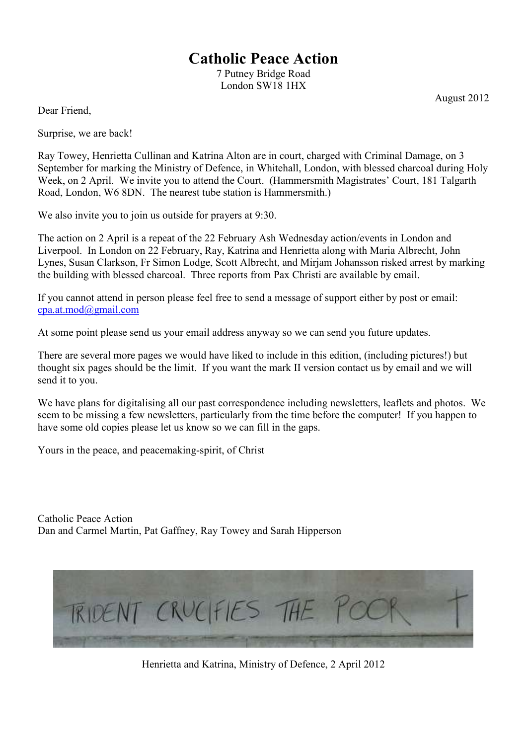# Catholic Peace Action

7 Putney Bridge Road
London SW18 1HX

August 2012

Dear Friend,

Surprise, we are back!

Ray Towey, Henrietta Cullinan and Katrina Alton are in court, charged with Criminal Damage, on 3 September for marking the Ministry of Defence, in Whitehall, London, with blessed charcoal during Holy Week, on 2 April. We invite you to attend the Court. (Hammersmith Magistrates' Court, 181 Talgarth Road, London, W6 8DN. The nearest tube station is Hammersmith.)

We also invite you to join us outside for prayers at 9:30.

The action on 2 April is a repeat of the 22 February Ash Wednesday action/events in London and Liverpool. In London on 22 February, Ray, Katrina and Henrietta along with Maria Albrecht, John Lynes, Susan Clarkson, Fr Simon Lodge, Scott Albrecht, and Mirjam Johansson risked arrest by marking the building with blessed charcoal. Three reports from Pax Christi are available by email.

If you cannot attend in person please feel free to send a message of support either by post or email: cpa.at.mod@gmail.com

At some point please send us your email address anyway so we can send you future updates.

There are several more pages we would have liked to include in this edition, (including pictures!) but thought six pages should be the limit. If you want the mark II version contact us by email and we will send it to you.

We have plans for digitalising all our past correspondence including newsletters, leaflets and photos. We seem to be missing a few newsletters, particularly from the time before the computer! If you happen to have some old copies please let us know so we can fill in the gaps.

Yours in the peace, and peacemaking-spirit, of Christ

Catholic Peace Action
Dan and Carmel Martin, Pat Gaffney, Ray Towey and Sarah Hipperson

TRIDENT CRUCIFIES THE POOR †

Henrietta and Katrina, Ministry of Defence, 2 April 2012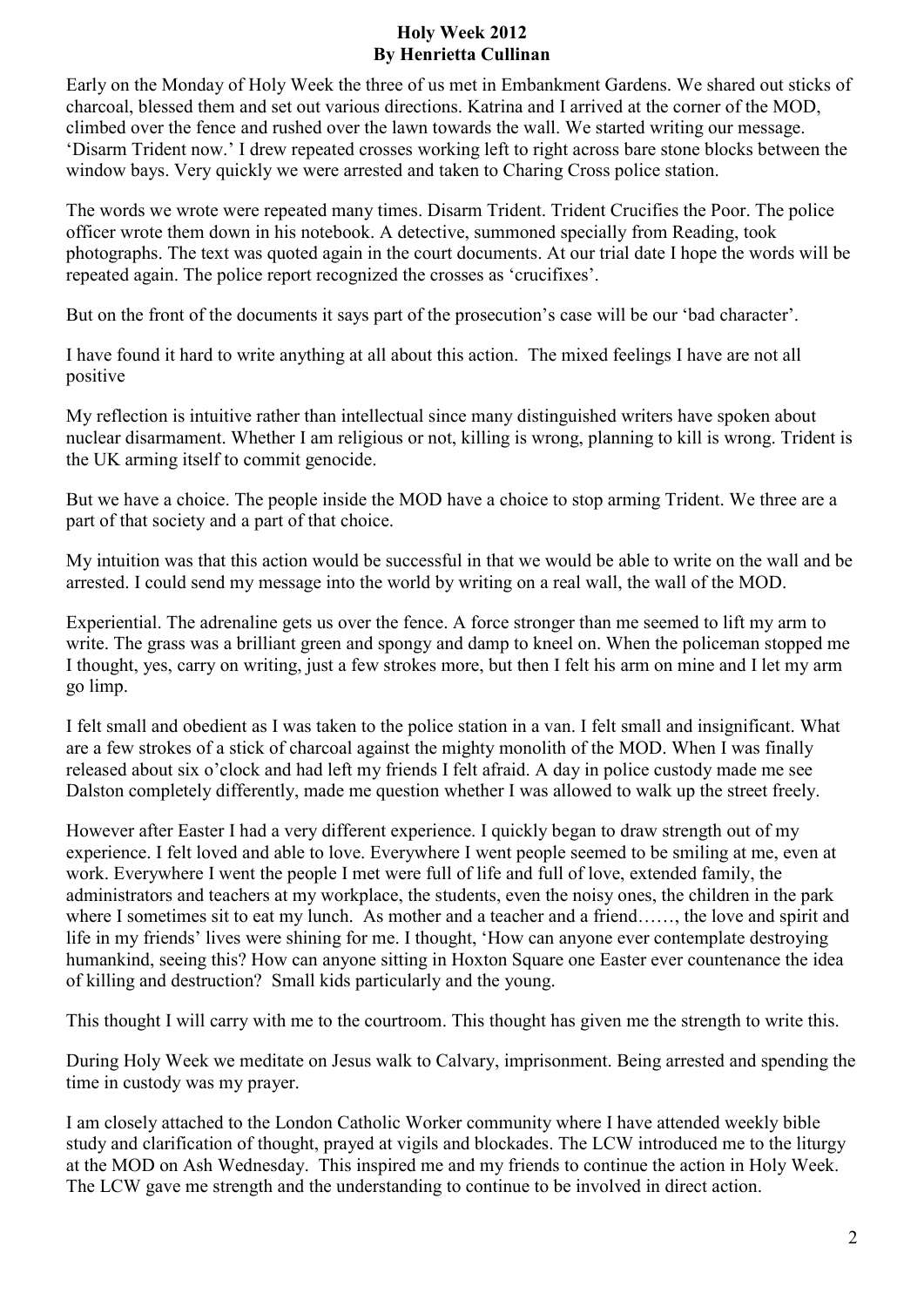**Holy Week 2012**
**By Henrietta Cullinan**

Early on the Monday of Holy Week the three of us met in Embankment Gardens. We shared out sticks of charcoal, blessed them and set out various directions. Katrina and I arrived at the corner of the MOD, climbed over the fence and rushed over the lawn towards the wall. We started writing our message. 'Disarm Trident now.' I drew repeated crosses working left to right across bare stone blocks between the window bays. Very quickly we were arrested and taken to Charing Cross police station.

The words we wrote were repeated many times. Disarm Trident. Trident Crucifies the Poor. The police officer wrote them down in his notebook. A detective, summoned specially from Reading, took photographs. The text was quoted again in the court documents. At our trial date I hope the words will be repeated again. The police report recognized the crosses as 'crucifixes'.

But on the front of the documents it says part of the prosecution's case will be our 'bad character'.

I have found it hard to write anything at all about this action. The mixed feelings I have are not all positive

My reflection is intuitive rather than intellectual since many distinguished writers have spoken about nuclear disarmament. Whether I am religious or not, killing is wrong, planning to kill is wrong. Trident is the UK arming itself to commit genocide.

But we have a choice. The people inside the MOD have a choice to stop arming Trident. We three are a part of that society and a part of that choice.

My intuition was that this action would be successful in that we would be able to write on the wall and be arrested. I could send my message into the world by writing on a real wall, the wall of the MOD.

Experiential. The adrenaline gets us over the fence. A force stronger than me seemed to lift my arm to write. The grass was a brilliant green and spongy and damp to kneel on. When the policeman stopped me I thought, yes, carry on writing, just a few strokes more, but then I felt his arm on mine and I let my arm go limp.

I felt small and obedient as I was taken to the police station in a van. I felt small and insignificant. What are a few strokes of a stick of charcoal against the mighty monolith of the MOD. When I was finally released about six o'clock and had left my friends I felt afraid. A day in police custody made me see Dalston completely differently, made me question whether I was allowed to walk up the street freely.

However after Easter I had a very different experience. I quickly began to draw strength out of my experience. I felt loved and able to love. Everywhere I went people seemed to be smiling at me, even at work. Everywhere I went the people I met were full of life and full of love, extended family, the administrators and teachers at my workplace, the students, even the noisy ones, the children in the park where I sometimes sit to eat my lunch. As mother and a teacher and a friend……, the love and spirit and life in my friends' lives were shining for me. I thought, 'How can anyone ever contemplate destroying humankind, seeing this? How can anyone sitting in Hoxton Square one Easter ever countenance the idea of killing and destruction? Small kids particularly and the young.

This thought I will carry with me to the courtroom. This thought has given me the strength to write this.

During Holy Week we meditate on Jesus walk to Calvary, imprisonment. Being arrested and spending the time in custody was my prayer.

I am closely attached to the London Catholic Worker community where I have attended weekly bible study and clarification of thought, prayed at vigils and blockades. The LCW introduced me to the liturgy at the MOD on Ash Wednesday. This inspired me and my friends to continue the action in Holy Week. The LCW gave me strength and the understanding to continue to be involved in direct action.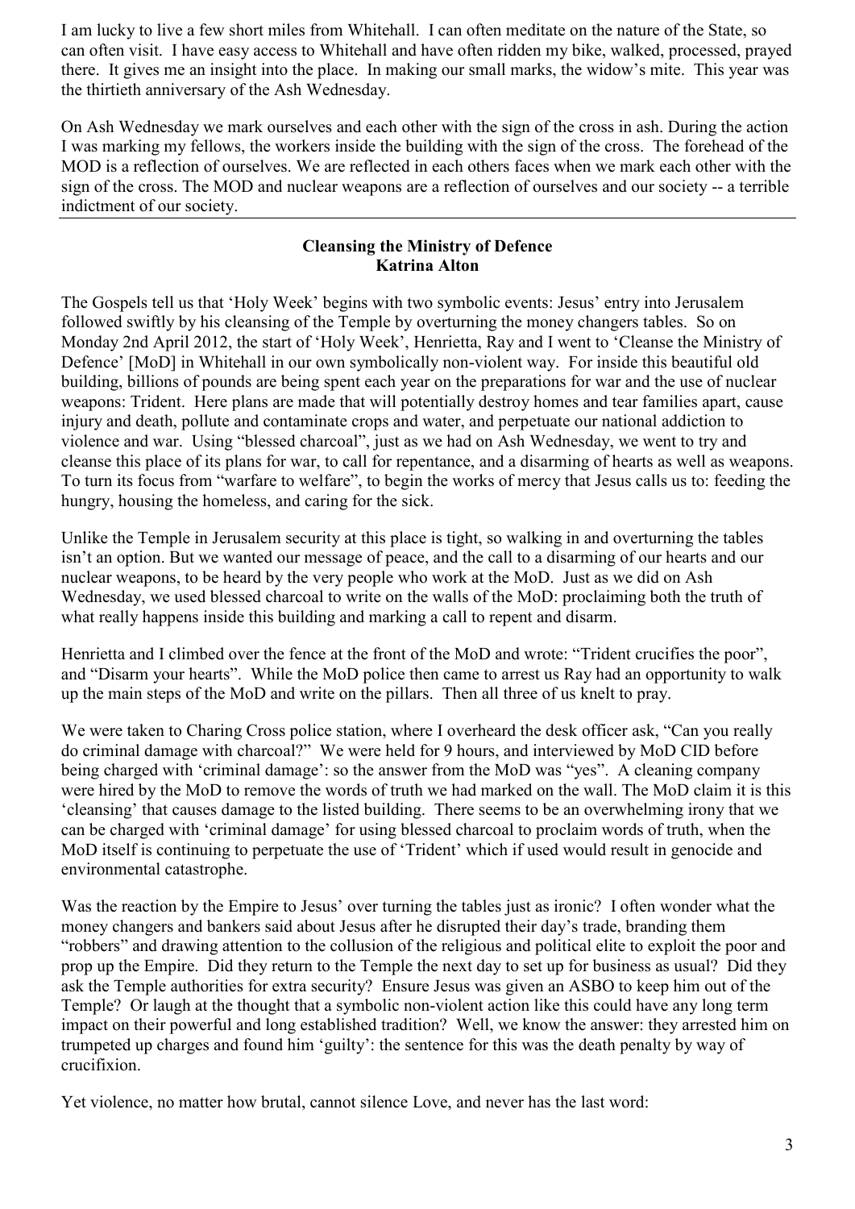I am lucky to live a few short miles from Whitehall. I can often meditate on the nature of the State, so can often visit. I have easy access to Whitehall and have often ridden my bike, walked, processed, prayed there. It gives me an insight into the place. In making our small marks, the widow's mite. This year was the thirtieth anniversary of the Ash Wednesday.

On Ash Wednesday we mark ourselves and each other with the sign of the cross in ash. During the action I was marking my fellows, the workers inside the building with the sign of the cross. The forehead of the MOD is a reflection of ourselves. We are reflected in each others faces when we mark each other with the sign of the cross. The MOD and nuclear weapons are a reflection of ourselves and our society -- a terrible indictment of our society.

---

## Cleansing the Ministry of Defence
**Katrina Alton**

The Gospels tell us that 'Holy Week' begins with two symbolic events: Jesus' entry into Jerusalem followed swiftly by his cleansing of the Temple by overturning the money changers tables. So on Monday 2nd April 2012, the start of 'Holy Week', Henrietta, Ray and I went to 'Cleanse the Ministry of Defence' [MoD] in Whitehall in our own symbolically non-violent way. For inside this beautiful old building, billions of pounds are being spent each year on the preparations for war and the use of nuclear weapons: Trident. Here plans are made that will potentially destroy homes and tear families apart, cause injury and death, pollute and contaminate crops and water, and perpetuate our national addiction to violence and war. Using "blessed charcoal", just as we had on Ash Wednesday, we went to try and cleanse this place of its plans for war, to call for repentance, and a disarming of hearts as well as weapons. To turn its focus from "warfare to welfare", to begin the works of mercy that Jesus calls us to: feeding the hungry, housing the homeless, and caring for the sick.

Unlike the Temple in Jerusalem security at this place is tight, so walking in and overturning the tables isn't an option. But we wanted our message of peace, and the call to a disarming of our hearts and our nuclear weapons, to be heard by the very people who work at the MoD. Just as we did on Ash Wednesday, we used blessed charcoal to write on the walls of the MoD: proclaiming both the truth of what really happens inside this building and marking a call to repent and disarm.

Henrietta and I climbed over the fence at the front of the MoD and wrote: "Trident crucifies the poor", and "Disarm your hearts". While the MoD police then came to arrest us Ray had an opportunity to walk up the main steps of the MoD and write on the pillars. Then all three of us knelt to pray.

We were taken to Charing Cross police station, where I overheard the desk officer ask, "Can you really do criminal damage with charcoal?" We were held for 9 hours, and interviewed by MoD CID before being charged with 'criminal damage': so the answer from the MoD was "yes". A cleaning company were hired by the MoD to remove the words of truth we had marked on the wall. The MoD claim it is this 'cleansing' that causes damage to the listed building. There seems to be an overwhelming irony that we can be charged with 'criminal damage' for using blessed charcoal to proclaim words of truth, when the MoD itself is continuing to perpetuate the use of 'Trident' which if used would result in genocide and environmental catastrophe.

Was the reaction by the Empire to Jesus' over turning the tables just as ironic? I often wonder what the money changers and bankers said about Jesus after he disrupted their day's trade, branding them "robbers" and drawing attention to the collusion of the religious and political elite to exploit the poor and prop up the Empire. Did they return to the Temple the next day to set up for business as usual? Did they ask the Temple authorities for extra security? Ensure Jesus was given an ASBO to keep him out of the Temple? Or laugh at the thought that a symbolic non-violent action like this could have any long term impact on their powerful and long established tradition? Well, we know the answer: they arrested him on trumpeted up charges and found him 'guilty': the sentence for this was the death penalty by way of crucifixion.

Yet violence, no matter how brutal, cannot silence Love, and never has the last word: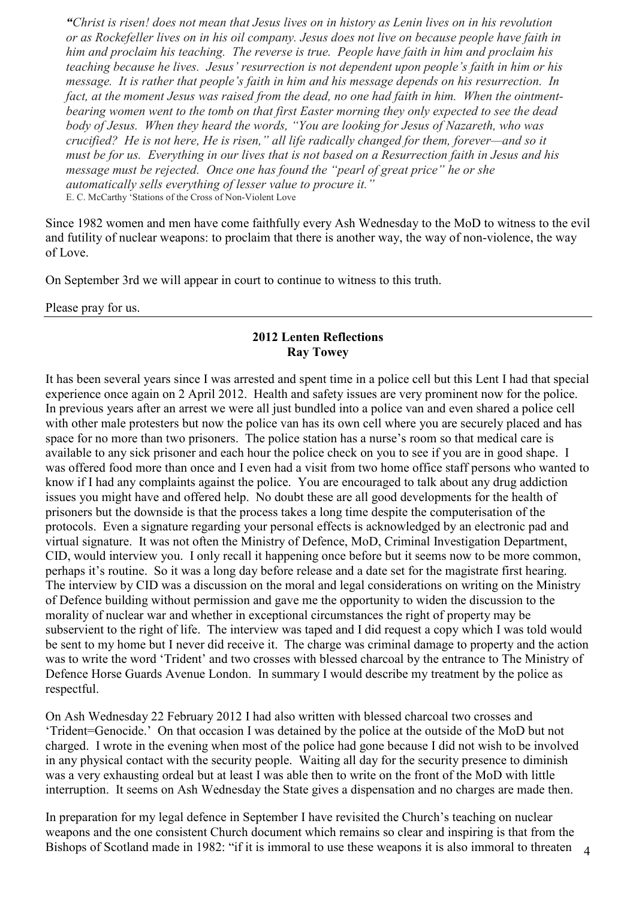*"Christ is risen! does not mean that Jesus lives on in history as Lenin lives on in his revolution or as Rockefeller lives on in his oil company. Jesus does not live on because people have faith in him and proclaim his teaching. The reverse is true. People have faith in him and proclaim his teaching because he lives. Jesus' resurrection is not dependent upon people's faith in him or his message. It is rather that people's faith in him and his message depends on his resurrection. In fact, at the moment Jesus was raised from the dead, no one had faith in him. When the ointment-bearing women went to the tomb on that first Easter morning they only expected to see the dead body of Jesus. When they heard the words, "You are looking for Jesus of Nazareth, who was crucified? He is not here, He is risen," all life radically changed for them, forever—and so it must be for us. Everything in our lives that is not based on a Resurrection faith in Jesus and his message must be rejected. Once one has found the "pearl of great price" he or she automatically sells everything of lesser value to procure it."*

E. C. McCarthy 'Stations of the Cross of Non-Violent Love

Since 1982 women and men have come faithfully every Ash Wednesday to the MoD to witness to the evil and futility of nuclear weapons: to proclaim that there is another way, the way of non-violence, the way of Love.

On September 3rd we will appear in court to continue to witness to this truth.

Please pray for us.

---

## 2012 Lenten Reflections
**Ray Towey**

It has been several years since I was arrested and spent time in a police cell but this Lent I had that special experience once again on 2 April 2012. Health and safety issues are very prominent now for the police. In previous years after an arrest we were all just bundled into a police van and even shared a police cell with other male protesters but now the police van has its own cell where you are securely placed and has space for no more than two prisoners. The police station has a nurse's room so that medical care is available to any sick prisoner and each hour the police check on you to see if you are in good shape. I was offered food more than once and I even had a visit from two home office staff persons who wanted to know if I had any complaints against the police. You are encouraged to talk about any drug addiction issues you might have and offered help. No doubt these are all good developments for the health of prisoners but the downside is that the process takes a long time despite the computerisation of the protocols. Even a signature regarding your personal effects is acknowledged by an electronic pad and virtual signature. It was not often the Ministry of Defence, MoD, Criminal Investigation Department, CID, would interview you. I only recall it happening once before but it seems now to be more common, perhaps it's routine. So it was a long day before release and a date set for the magistrate first hearing. The interview by CID was a discussion on the moral and legal considerations on writing on the Ministry of Defence building without permission and gave me the opportunity to widen the discussion to the morality of nuclear war and whether in exceptional circumstances the right of property may be subservient to the right of life. The interview was taped and I did request a copy which I was told would be sent to my home but I never did receive it. The charge was criminal damage to property and the action was to write the word 'Trident' and two crosses with blessed charcoal by the entrance to The Ministry of Defence Horse Guards Avenue London. In summary I would describe my treatment by the police as respectful.

On Ash Wednesday 22 February 2012 I had also written with blessed charcoal two crosses and 'Trident=Genocide.' On that occasion I was detained by the police at the outside of the MoD but not charged. I wrote in the evening when most of the police had gone because I did not wish to be involved in any physical contact with the security people. Waiting all day for the security presence to diminish was a very exhausting ordeal but at least I was able then to write on the front of the MoD with little interruption. It seems on Ash Wednesday the State gives a dispensation and no charges are made then.

In preparation for my legal defence in September I have revisited the Church's teaching on nuclear weapons and the one consistent Church document which remains so clear and inspiring is that from the Bishops of Scotland made in 1982: "if it is immoral to use these weapons it is also immoral to threaten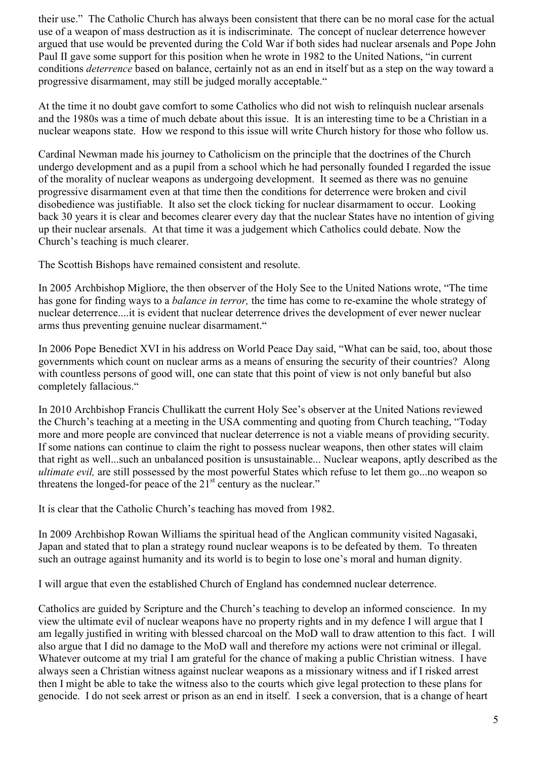their use." The Catholic Church has always been consistent that there can be no moral case for the actual use of a weapon of mass destruction as it is indiscriminate. The concept of nuclear deterrence however argued that use would be prevented during the Cold War if both sides had nuclear arsenals and Pope John Paul II gave some support for this position when he wrote in 1982 to the United Nations, "in current conditions *deterrence* based on balance, certainly not as an end in itself but as a step on the way toward a progressive disarmament, may still be judged morally acceptable."

At the time it no doubt gave comfort to some Catholics who did not wish to relinquish nuclear arsenals and the 1980s was a time of much debate about this issue. It is an interesting time to be a Christian in a nuclear weapons state. How we respond to this issue will write Church history for those who follow us.

Cardinal Newman made his journey to Catholicism on the principle that the doctrines of the Church undergo development and as a pupil from a school which he had personally founded I regarded the issue of the morality of nuclear weapons as undergoing development. It seemed as there was no genuine progressive disarmament even at that time then the conditions for deterrence were broken and civil disobedience was justifiable. It also set the clock ticking for nuclear disarmament to occur. Looking back 30 years it is clear and becomes clearer every day that the nuclear States have no intention of giving up their nuclear arsenals. At that time it was a judgement which Catholics could debate. Now the Church's teaching is much clearer.

The Scottish Bishops have remained consistent and resolute.

In 2005 Archbishop Migliore, the then observer of the Holy See to the United Nations wrote, "The time has gone for finding ways to a *balance in terror,* the time has come to re-examine the whole strategy of nuclear deterrence....it is evident that nuclear deterrence drives the development of ever newer nuclear arms thus preventing genuine nuclear disarmament."

In 2006 Pope Benedict XVI in his address on World Peace Day said, "What can be said, too, about those governments which count on nuclear arms as a means of ensuring the security of their countries? Along with countless persons of good will, one can state that this point of view is not only baneful but also completely fallacious."

In 2010 Archbishop Francis Chullikatt the current Holy See's observer at the United Nations reviewed the Church's teaching at a meeting in the USA commenting and quoting from Church teaching, "Today more and more people are convinced that nuclear deterrence is not a viable means of providing security. If some nations can continue to claim the right to possess nuclear weapons, then other states will claim that right as well...such an unbalanced position is unsustainable... Nuclear weapons, aptly described as the *ultimate evil,* are still possessed by the most powerful States which refuse to let them go...no weapon so threatens the longed-for peace of the 21st century as the nuclear."

It is clear that the Catholic Church's teaching has moved from 1982.

In 2009 Archbishop Rowan Williams the spiritual head of the Anglican community visited Nagasaki, Japan and stated that to plan a strategy round nuclear weapons is to be defeated by them. To threaten such an outrage against humanity and its world is to begin to lose one's moral and human dignity.

I will argue that even the established Church of England has condemned nuclear deterrence.

Catholics are guided by Scripture and the Church's teaching to develop an informed conscience. In my view the ultimate evil of nuclear weapons have no property rights and in my defence I will argue that I am legally justified in writing with blessed charcoal on the MoD wall to draw attention to this fact. I will also argue that I did no damage to the MoD wall and therefore my actions were not criminal or illegal. Whatever outcome at my trial I am grateful for the chance of making a public Christian witness. I have always seen a Christian witness against nuclear weapons as a missionary witness and if I risked arrest then I might be able to take the witness also to the courts which give legal protection to these plans for genocide. I do not seek arrest or prison as an end in itself. I seek a conversion, that is a change of heart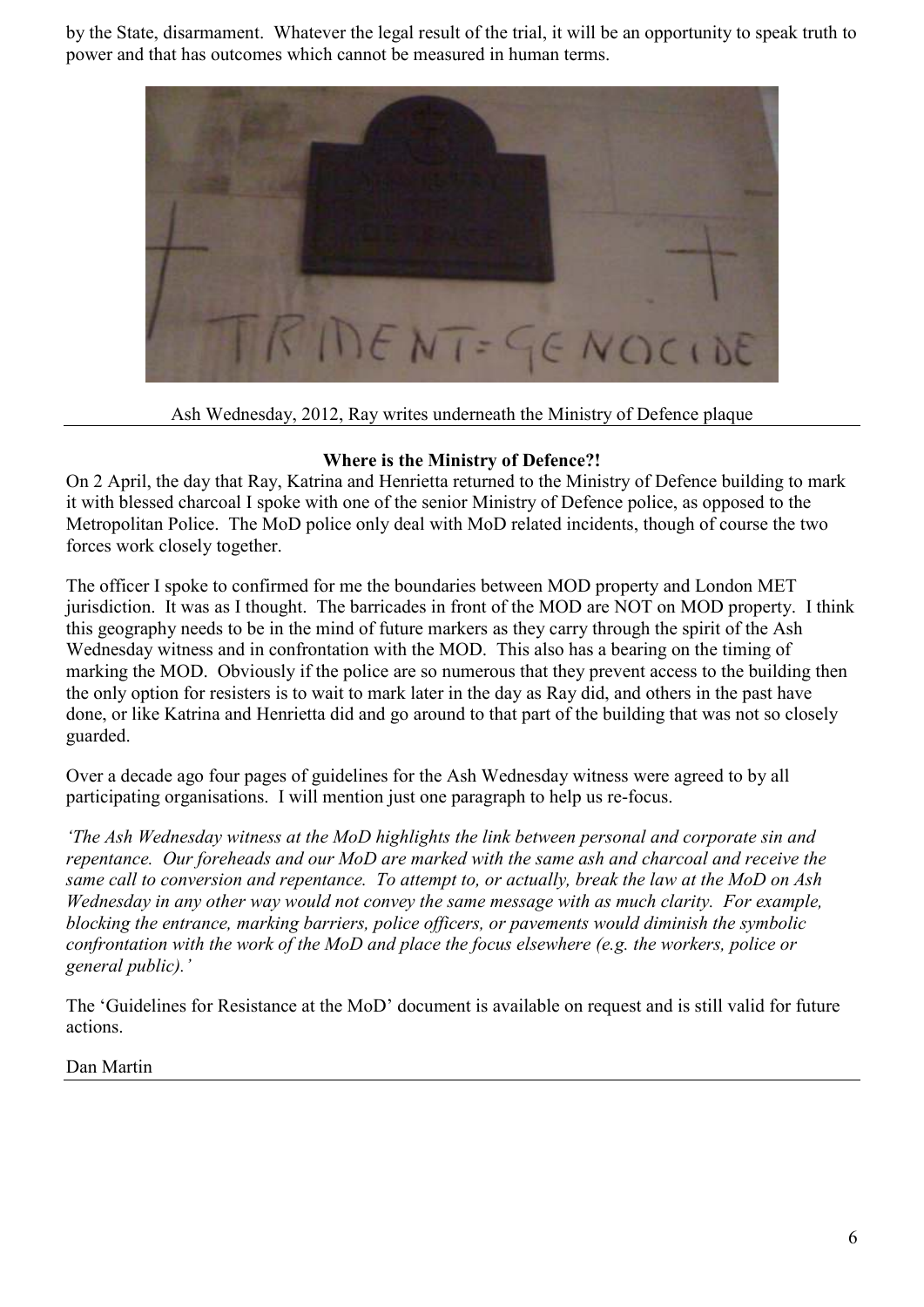by the State, disarmament. Whatever the legal result of the trial, it will be an opportunity to speak truth to power and that has outcomes which cannot be measured in human terms.

Ash Wednesday, 2012, Ray writes underneath the Ministry of Defence plaque

**Where is the Ministry of Defence?!**

On 2 April, the day that Ray, Katrina and Henrietta returned to the Ministry of Defence building to mark it with blessed charcoal I spoke with one of the senior Ministry of Defence police, as opposed to the Metropolitan Police. The MoD police only deal with MoD related incidents, though of course the two forces work closely together.

The officer I spoke to confirmed for me the boundaries between MOD property and London MET jurisdiction. It was as I thought. The barricades in front of the MOD are NOT on MOD property. I think this geography needs to be in the mind of future markers as they carry through the spirit of the Ash Wednesday witness and in confrontation with the MOD. This also has a bearing on the timing of marking the MOD. Obviously if the police are so numerous that they prevent access to the building then the only option for resisters is to wait to mark later in the day as Ray did, and others in the past have done, or like Katrina and Henrietta did and go around to that part of the building that was not so closely guarded.

Over a decade ago four pages of guidelines for the Ash Wednesday witness were agreed to by all participating organisations. I will mention just one paragraph to help us re-focus.

*'The Ash Wednesday witness at the MoD highlights the link between personal and corporate sin and repentance. Our foreheads and our MoD are marked with the same ash and charcoal and receive the same call to conversion and repentance. To attempt to, or actually, break the law at the MoD on Ash Wednesday in any other way would not convey the same message with as much clarity. For example, blocking the entrance, marking barriers, police officers, or pavements would diminish the symbolic confrontation with the work of the MoD and place the focus elsewhere (e.g. the workers, police or general public).'*

The 'Guidelines for Resistance at the MoD' document is available on request and is still valid for future actions.

Dan Martin